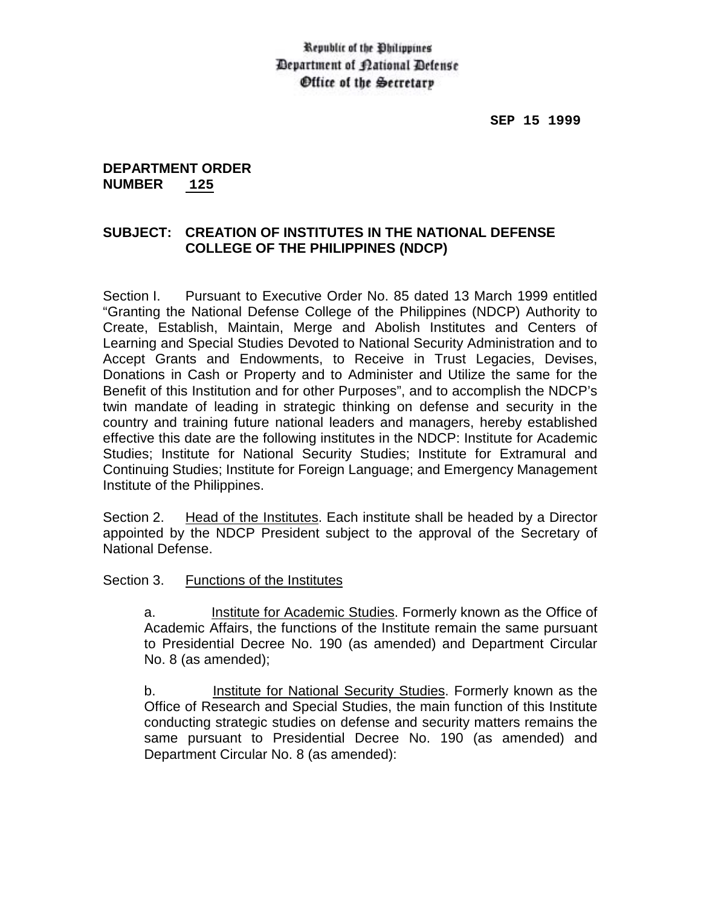Republic of the Philippines
Department of National Defense
Office of the Secretary

**SEP 15 1999**

**DEPARTMENT ORDER**
**NUMBER 125**

**SUBJECT: CREATION OF INSTITUTES IN THE NATIONAL DEFENSE COLLEGE OF THE PHILIPPINES (NDCP)**

Section I. Pursuant to Executive Order No. 85 dated 13 March 1999 entitled "Granting the National Defense College of the Philippines (NDCP) Authority to Create, Establish, Maintain, Merge and Abolish Institutes and Centers of Learning and Special Studies Devoted to National Security Administration and to Accept Grants and Endowments, to Receive in Trust Legacies, Devises, Donations in Cash or Property and to Administer and Utilize the same for the Benefit of this Institution and for other Purposes", and to accomplish the NDCP's twin mandate of leading in strategic thinking on defense and security in the country and training future national leaders and managers, hereby established effective this date are the following institutes in the NDCP: Institute for Academic Studies; Institute for National Security Studies; Institute for Extramural and Continuing Studies; Institute for Foreign Language; and Emergency Management Institute of the Philippines.

Section 2. Head of the Institutes. Each institute shall be headed by a Director appointed by the NDCP President subject to the approval of the Secretary of National Defense.

Section 3. Functions of the Institutes

a. Institute for Academic Studies. Formerly known as the Office of Academic Affairs, the functions of the Institute remain the same pursuant to Presidential Decree No. 190 (as amended) and Department Circular No. 8 (as amended);

b. Institute for National Security Studies. Formerly known as the Office of Research and Special Studies, the main function of this Institute conducting strategic studies on defense and security matters remains the same pursuant to Presidential Decree No. 190 (as amended) and Department Circular No. 8 (as amended):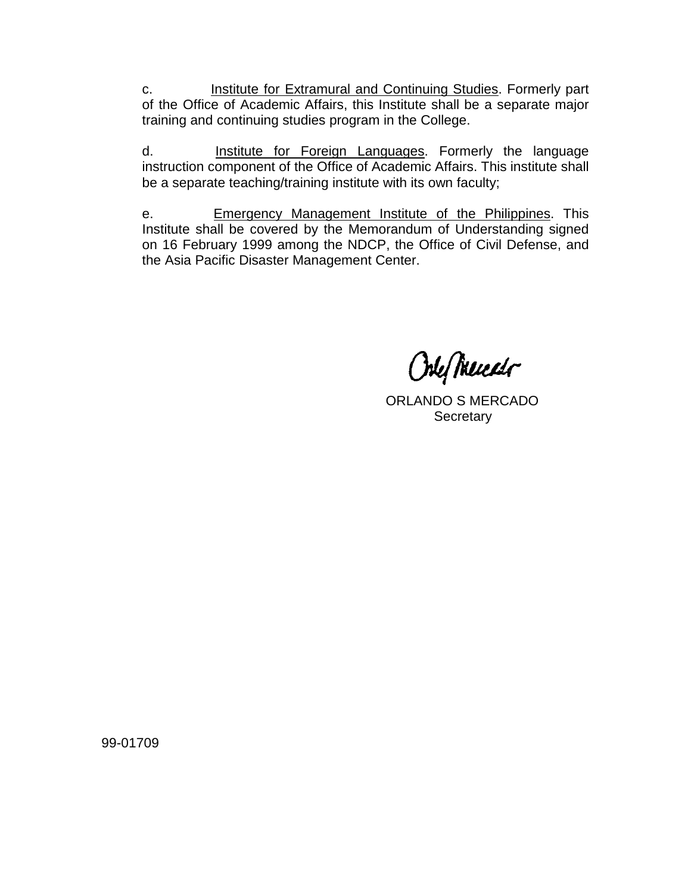c. <u>Institute for Extramural and Continuing Studies</u>. Formerly part of the Office of Academic Affairs, this Institute shall be a separate major training and continuing studies program in the College.

d. <u>Institute for Foreign Languages</u>. Formerly the language instruction component of the Office of Academic Affairs. This institute shall be a separate teaching/training institute with its own faculty;

e. <u>Emergency Management Institute of the Philippines</u>. This Institute shall be covered by the Memorandum of Understanding signed on 16 February 1999 among the NDCP, the Office of Civil Defense, and the Asia Pacific Disaster Management Center.

ORLANDO S MERCADO
Secretary

99-01709